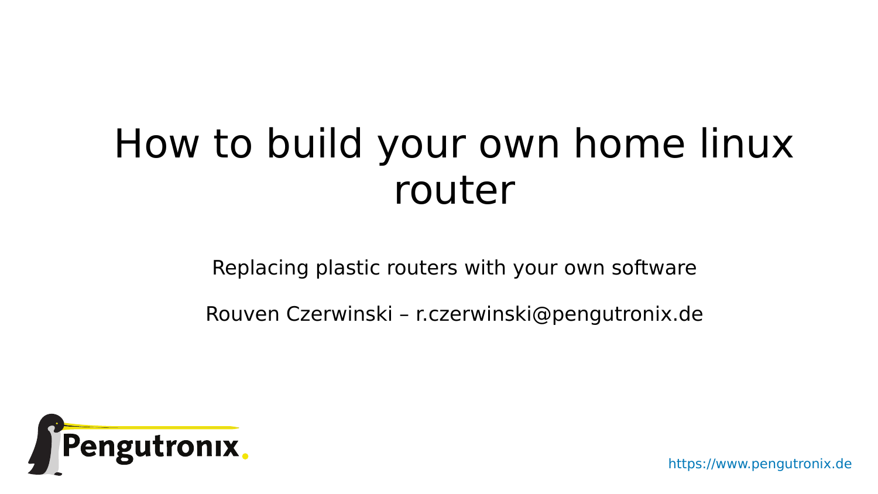# How to build your own home linux router

Replacing plastic routers with your own software

Rouven Czerwinski – r.czerwinski@pengutronix.de

Pengutronix.

https://www.pengutronix.de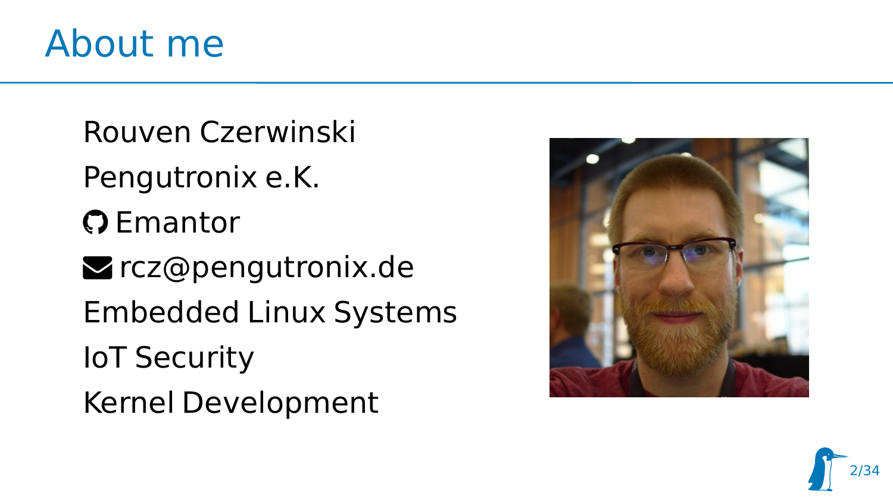# About me

Rouven Czerwinski

Pengutronix e.K.

Emantor

rcz@pengutronix.de

Embedded Linux Systems

IoT Security

Kernel Development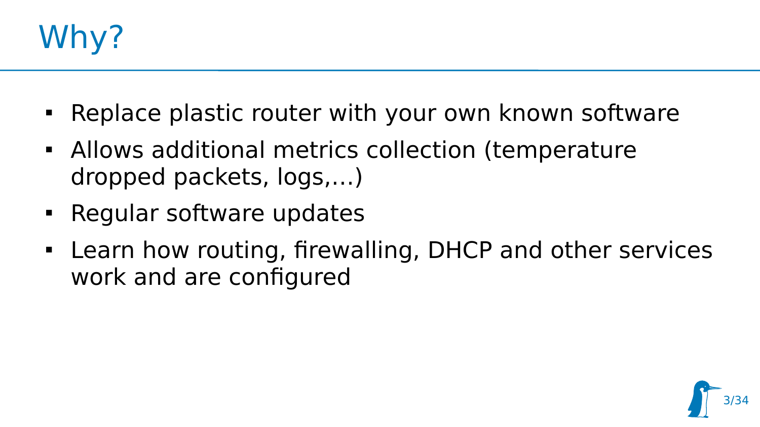# Why?

- Replace plastic router with your own known software
- Allows additional metrics collection (temperature dropped packets, logs,...)
- Regular software updates
- Learn how routing, firewalling, DHCP and other services work and are configured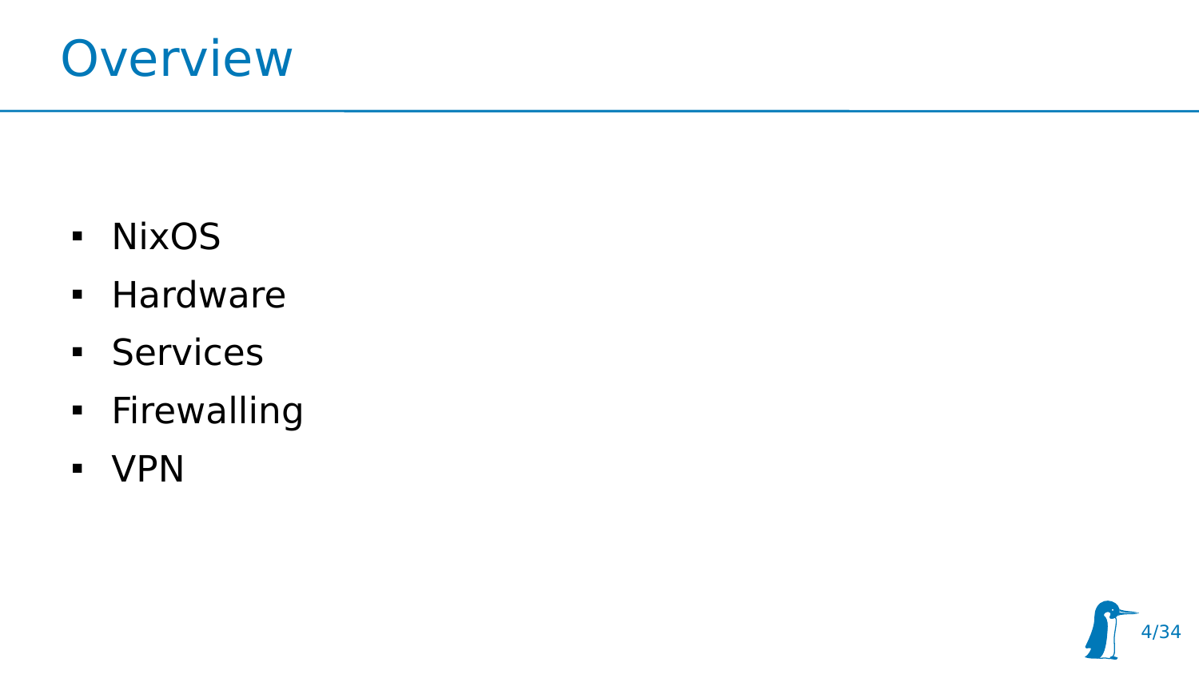# Overview

- NixOS
- Hardware
- Services
- Firewalling
- VPN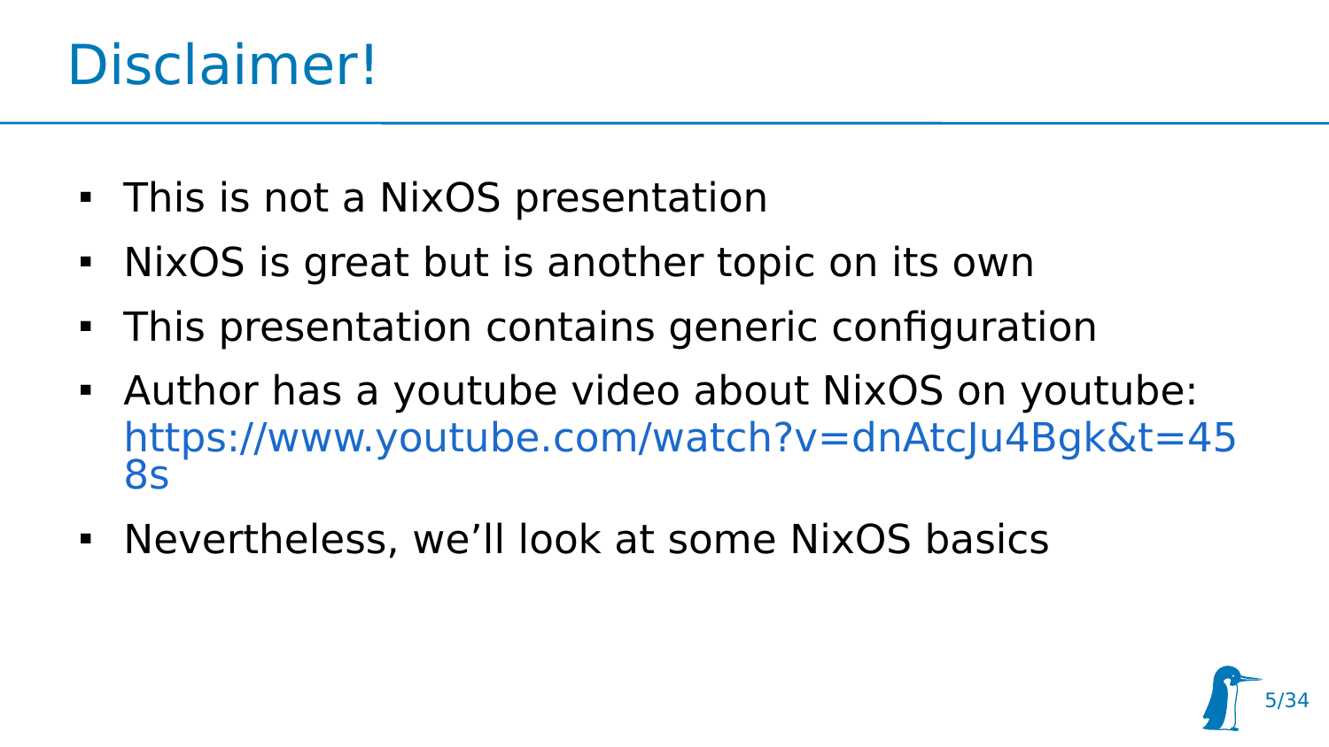# Disclaimer!

- This is not a NixOS presentation
- NixOS is great but is another topic on its own
- This presentation contains generic configuration
- Author has a youtube video about NixOS on youtube: https://www.youtube.com/watch?v=dnAtcJu4Bgk&t=458s
- Nevertheless, we'll look at some NixOS basics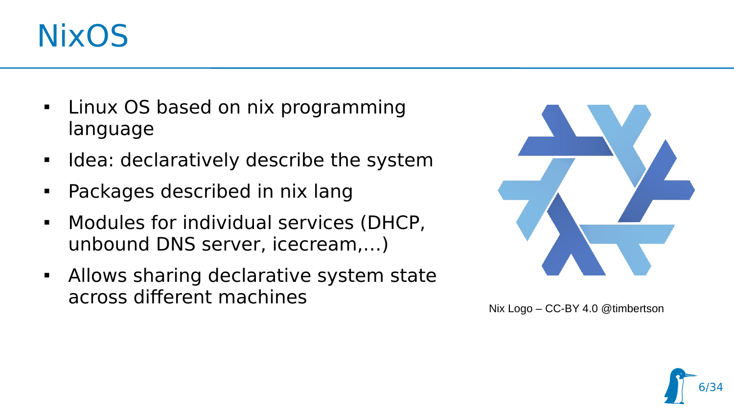# NixOS

- Linux OS based on nix programming language
- Idea: declaratively describe the system
- Packages described in nix lang
- Modules for individual services (DHCP, unbound DNS server, icecream,…)
- Allows sharing declarative system state across different machines

Nix Logo – CC-BY 4.0 @timbertson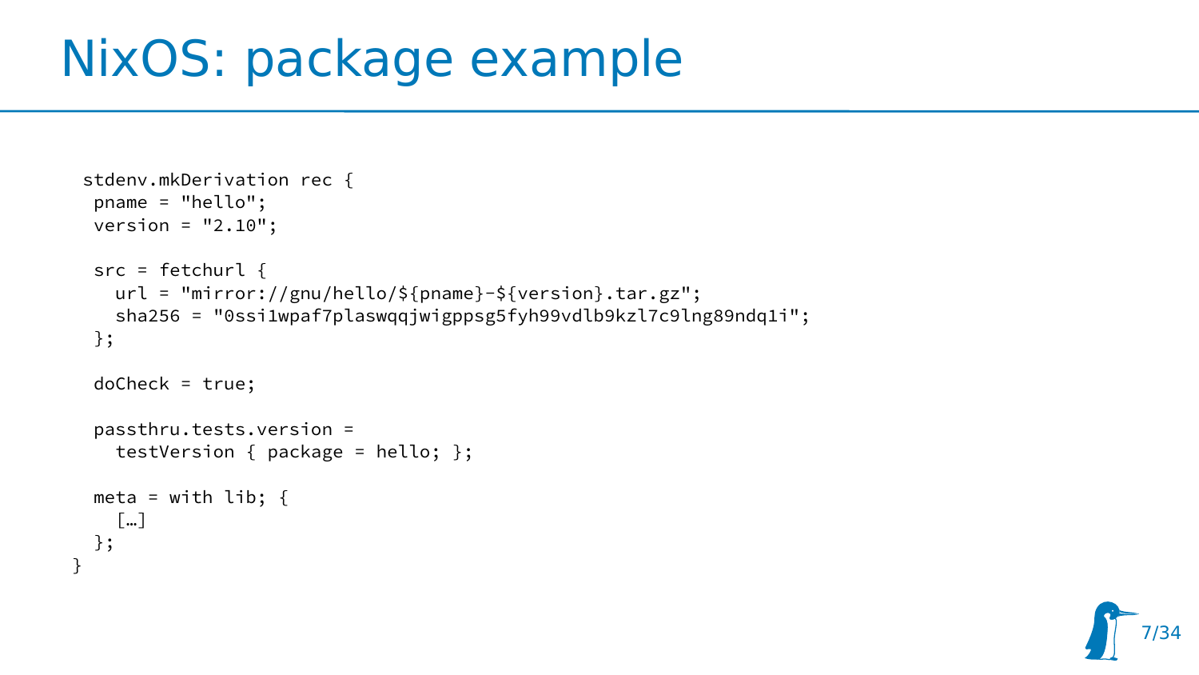# NixOS: package example

```
stdenv.mkDerivation rec {
  pname = "hello";
  version = "2.10";

  src = fetchurl {
    url = "mirror://gnu/hello/${pname}-${version}.tar.gz";
    sha256 = "0ssi1wpaf7plaswqqjwigppsg5fyh99vdlb9kzl7c9lng89ndq1i";
  };

  doCheck = true;

  passthru.tests.version =
    testVersion { package = hello; };

  meta = with lib; {
    […]
  };
}
```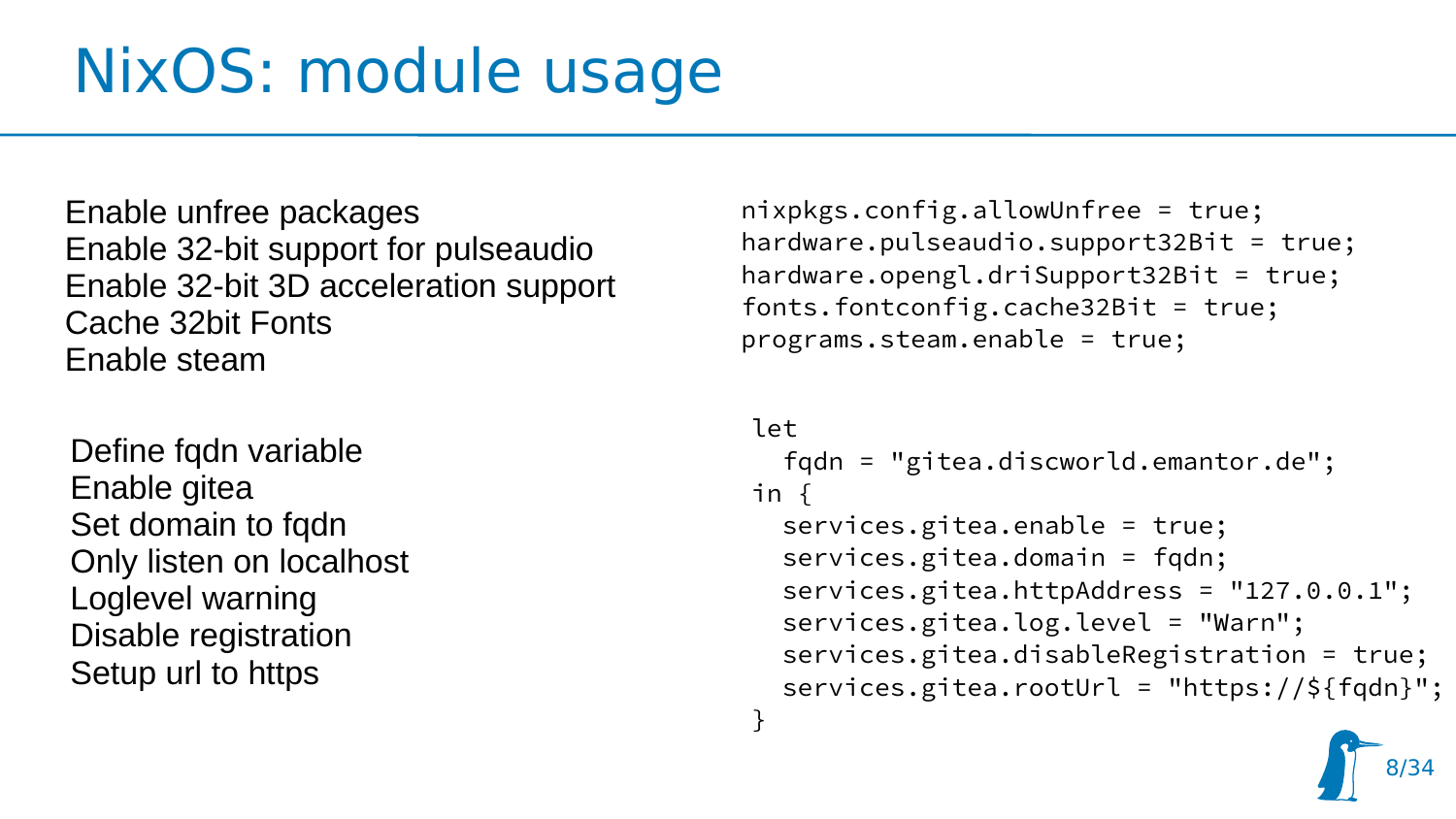# NixOS: module usage

Enable unfree packages
Enable 32-bit support for pulseaudio
Enable 32-bit 3D acceleration support
Cache 32bit Fonts
Enable steam

```
nixpkgs.config.allowUnfree = true;
hardware.pulseaudio.support32Bit = true;
hardware.opengl.driSupport32Bit = true;
fonts.fontconfig.cache32Bit = true;
programs.steam.enable = true;
```

Define fqdn variable
Enable gitea
Set domain to fqdn
Only listen on localhost
Loglevel warning
Disable registration
Setup url to https

```
let
  fqdn = "gitea.discworld.emantor.de";
in {
  services.gitea.enable = true;
  services.gitea.domain = fqdn;
  services.gitea.httpAddress = "127.0.0.1";
  services.gitea.log.level = "Warn";
  services.gitea.disableRegistration = true;
  services.gitea.rootUrl = "https://${fqdn}";
}
```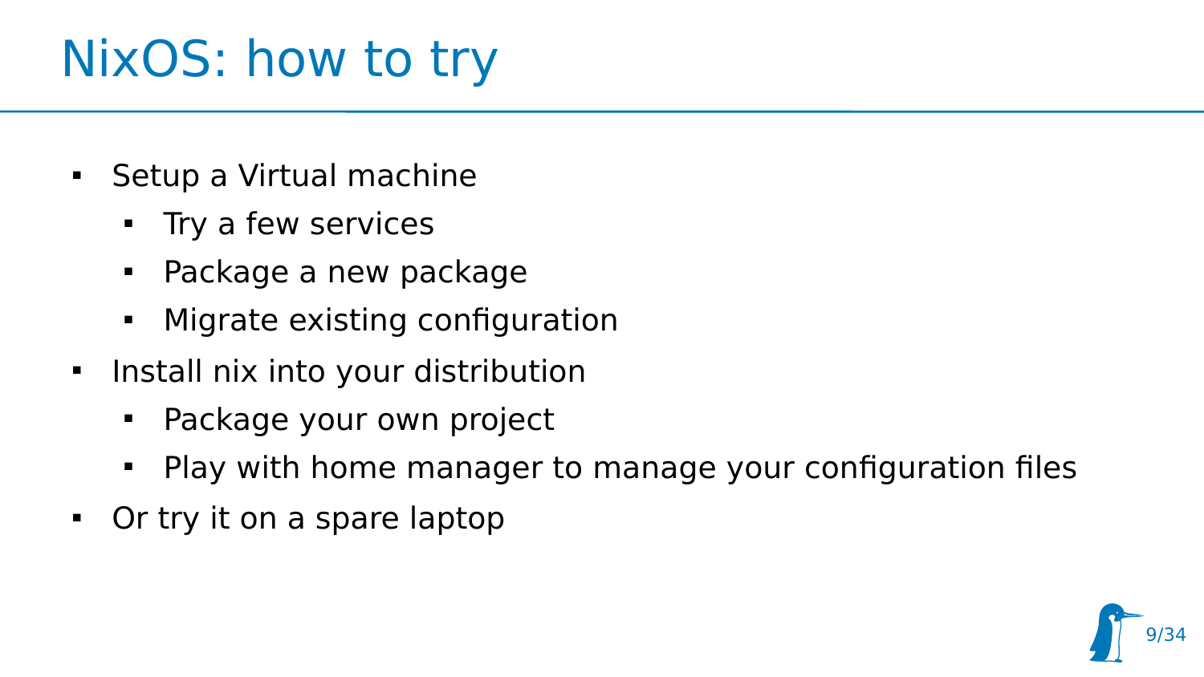# NixOS: how to try

- Setup a Virtual machine
  - Try a few services
  - Package a new package
  - Migrate existing configuration
- Install nix into your distribution
  - Package your own project
  - Play with home manager to manage your configuration files
- Or try it on a spare laptop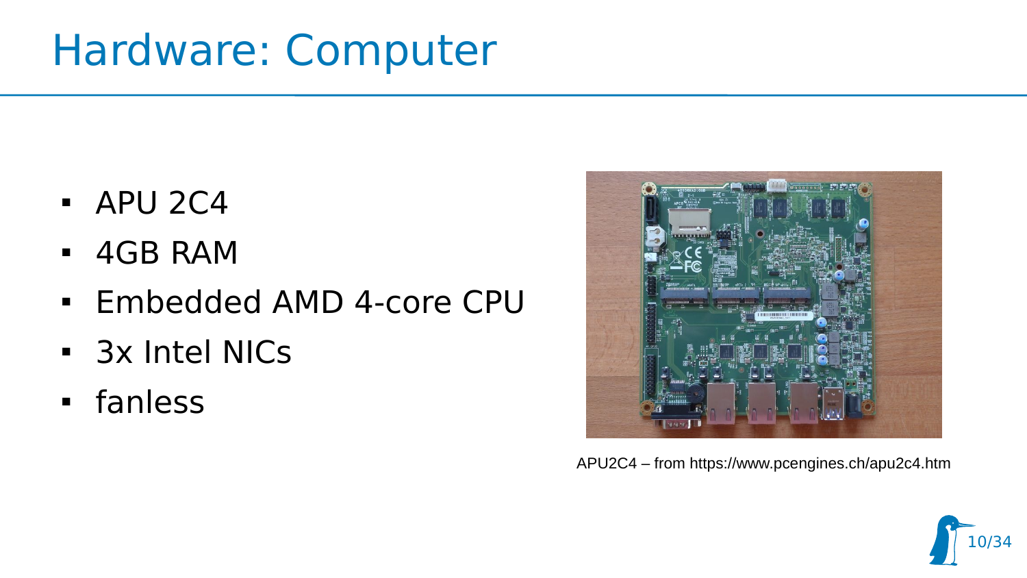# Hardware: Computer

- APU 2C4
- 4GB RAM
- Embedded AMD 4-core CPU
- 3x Intel NICs
- fanless

APU2C4 – from https://www.pcengines.ch/apu2c4.htm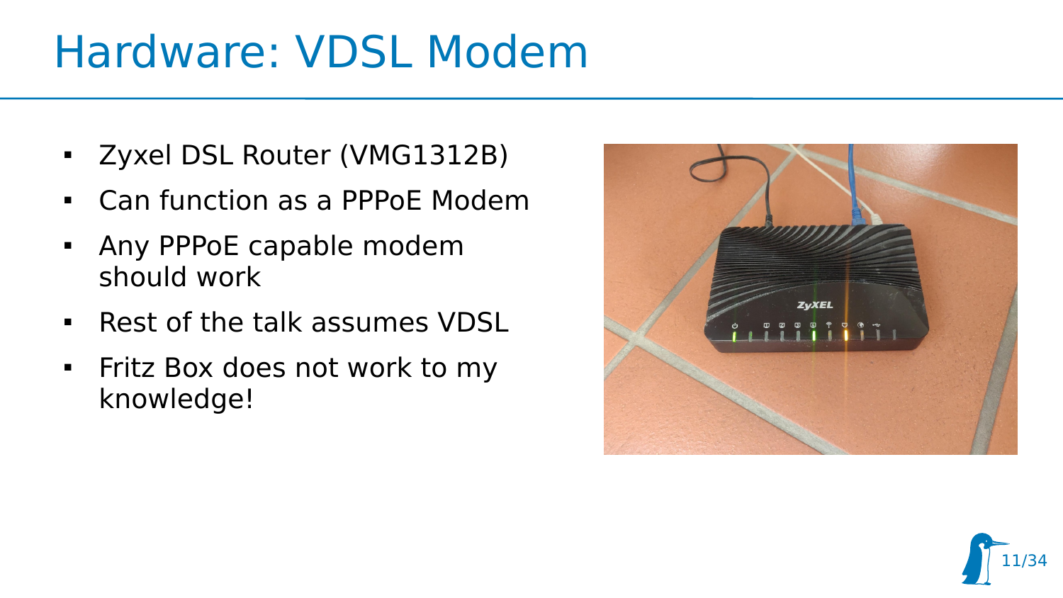# Hardware: VDSL Modem

- Zyxel DSL Router (VMG1312B)
- Can function as a PPPoE Modem
- Any PPPoE capable modem should work
- Rest of the talk assumes VDSL
- Fritz Box does not work to my knowledge!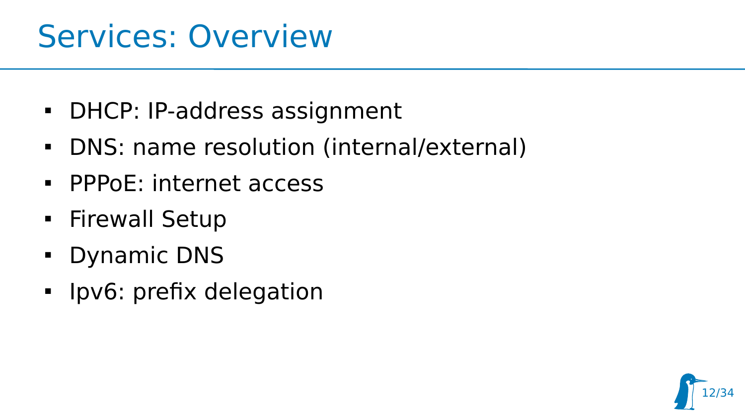# Services: Overview

- DHCP: IP-address assignment
- DNS: name resolution (internal/external)
- PPPoE: internet access
- Firewall Setup
- Dynamic DNS
- Ipv6: prefix delegation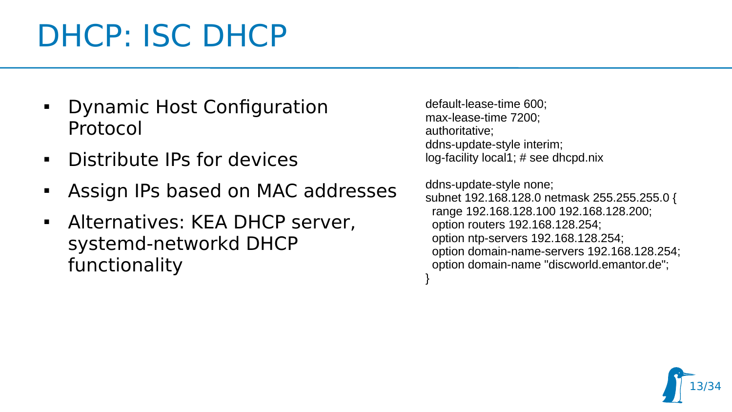# DHCP: ISC DHCP

- Dynamic Host Configuration Protocol
- Distribute IPs for devices
- Assign IPs based on MAC addresses
- Alternatives: KEA DHCP server, systemd-networkd DHCP functionality

```
default-lease-time 600;
max-lease-time 7200;
authoritative;
ddns-update-style interim;
log-facility local1; # see dhcpd.nix

ddns-update-style none;
subnet 192.168.128.0 netmask 255.255.255.0 {
  range 192.168.128.100 192.168.128.200;
  option routers 192.168.128.254;
  option ntp-servers 192.168.128.254;
  option domain-name-servers 192.168.128.254;
  option domain-name "discworld.emantor.de";
}
```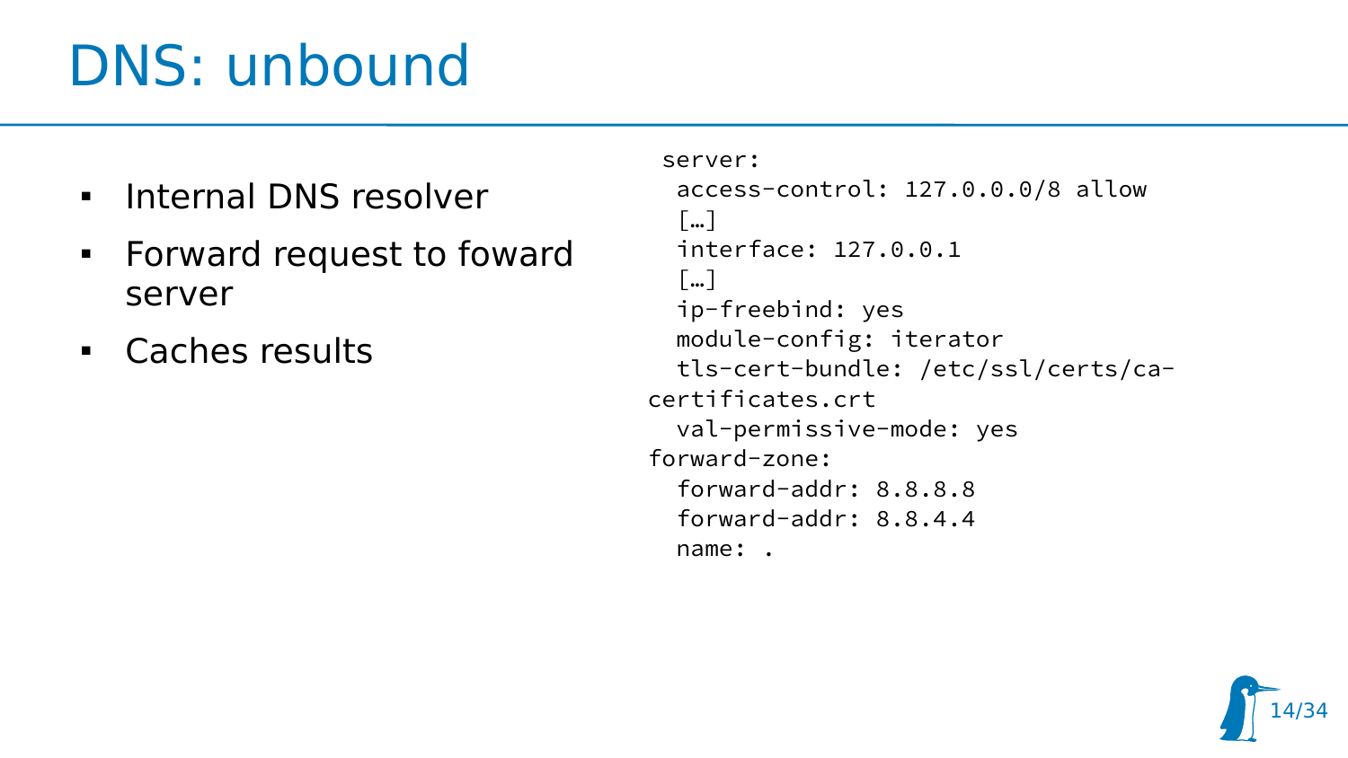# DNS: unbound

- Internal DNS resolver
- Forward request to foward server
- Caches results

```
 server:
  access-control: 127.0.0.0/8 allow
  […]
  interface: 127.0.0.1
  […]
  ip-freebind: yes
  module-config: iterator
  tls-cert-bundle: /etc/ssl/certs/ca-certificates.crt
  val-permissive-mode: yes
forward-zone:
  forward-addr: 8.8.8.8
  forward-addr: 8.8.4.4
  name: .
```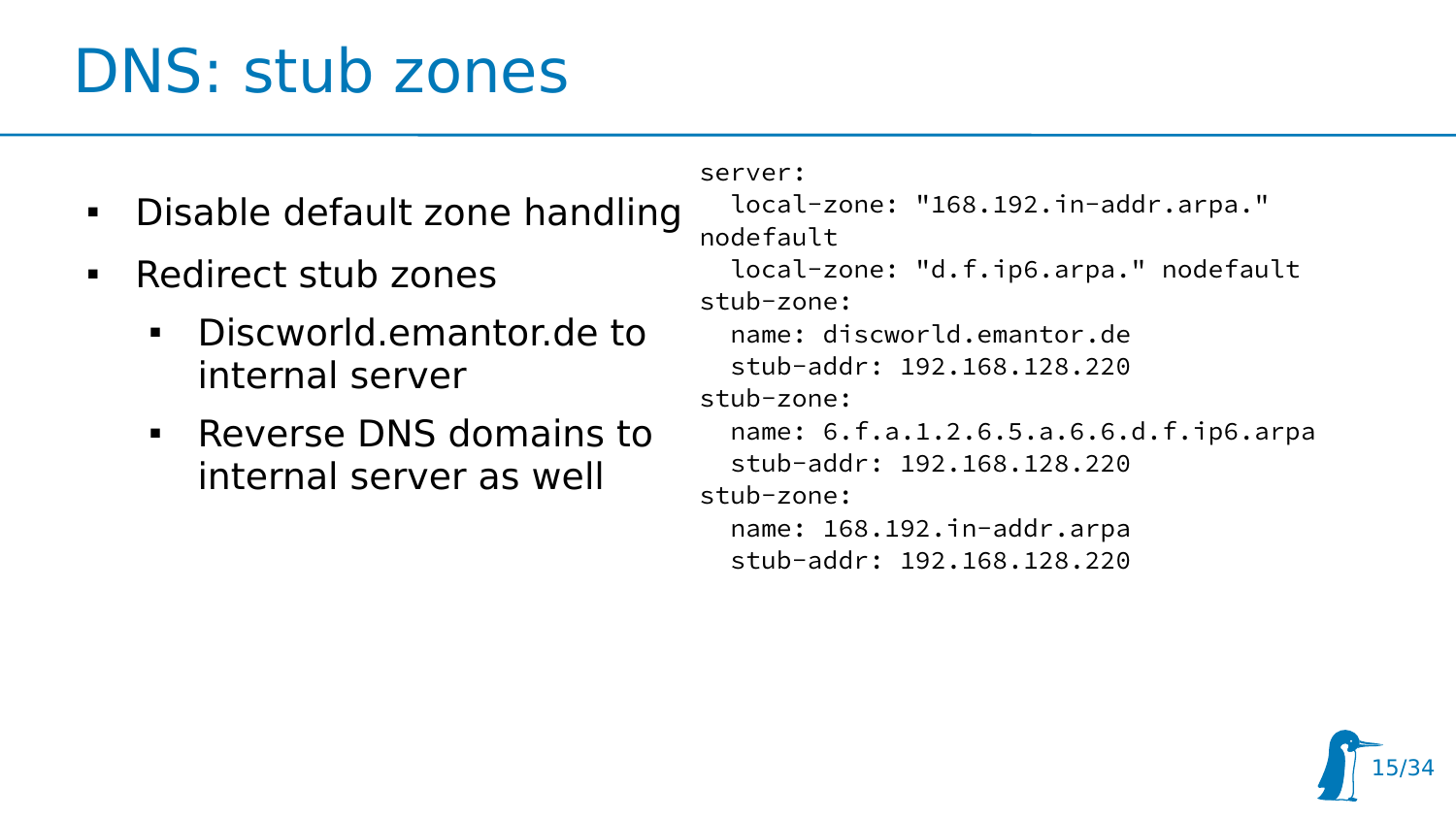# DNS: stub zones

- Disable default zone handling
- Redirect stub zones
  - Discworld.emantor.de to internal server
  - Reverse DNS domains to internal server as well

```
server:
  local-zone: "168.192.in-addr.arpa."
nodefault
  local-zone: "d.f.ip6.arpa." nodefault
stub-zone:
  name: discworld.emantor.de
  stub-addr: 192.168.128.220
stub-zone:
  name: 6.f.a.1.2.6.5.a.6.6.d.f.ip6.arpa
  stub-addr: 192.168.128.220
stub-zone:
  name: 168.192.in-addr.arpa
  stub-addr: 192.168.128.220
```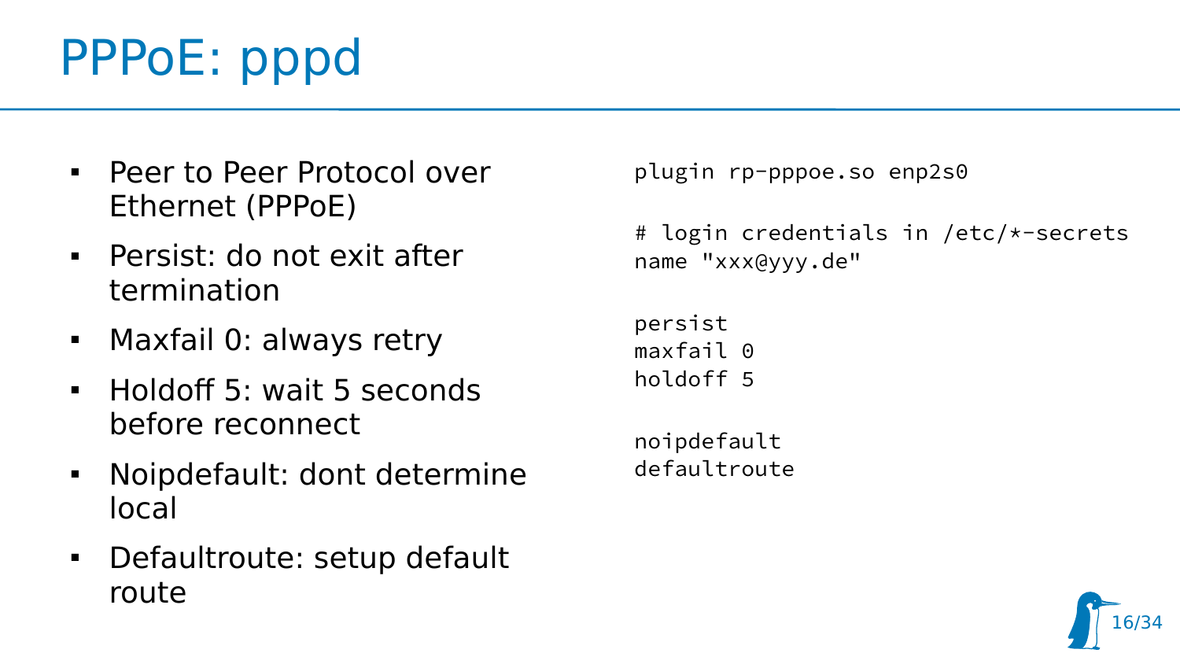# PPPoE: pppd

- Peer to Peer Protocol over Ethernet (PPPoE)
- Persist: do not exit after termination
- Maxfail 0: always retry
- Holdoff 5: wait 5 seconds before reconnect
- Noipdefault: dont determine local
- Defaultroute: setup default route

```
plugin rp-pppoe.so enp2s0

# login credentials in /etc/*-secrets
name "xxx@yyy.de"

persist
maxfail 0
holdoff 5

noipdefault
defaultroute
```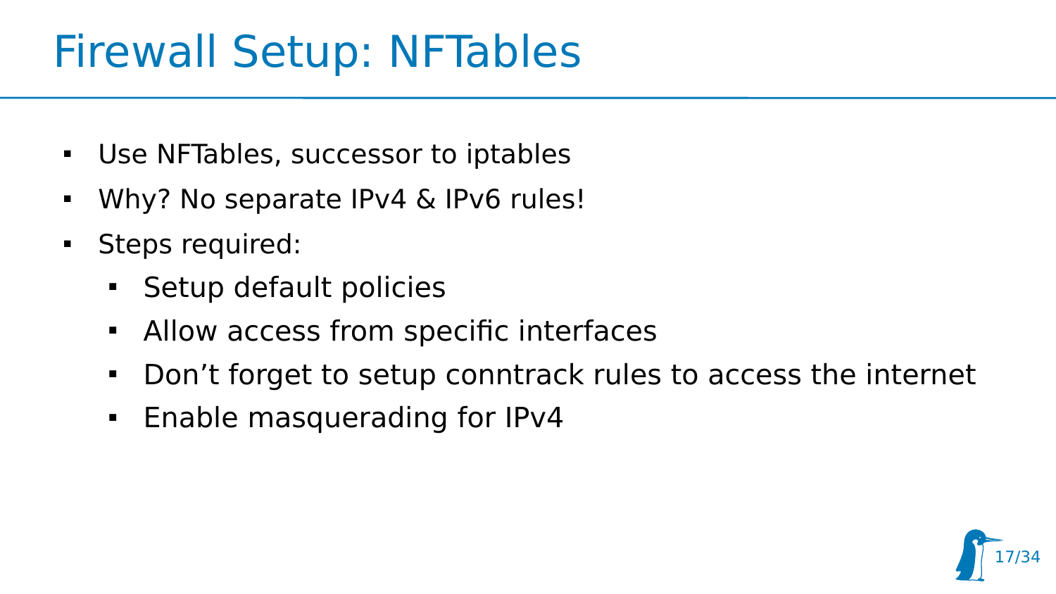# Firewall Setup: NFTables

- Use NFTables, successor to iptables
- Why? No separate IPv4 & IPv6 rules!
- Steps required:
  - Setup default policies
  - Allow access from specific interfaces
  - Don’t forget to setup conntrack rules to access the internet
  - Enable masquerading for IPv4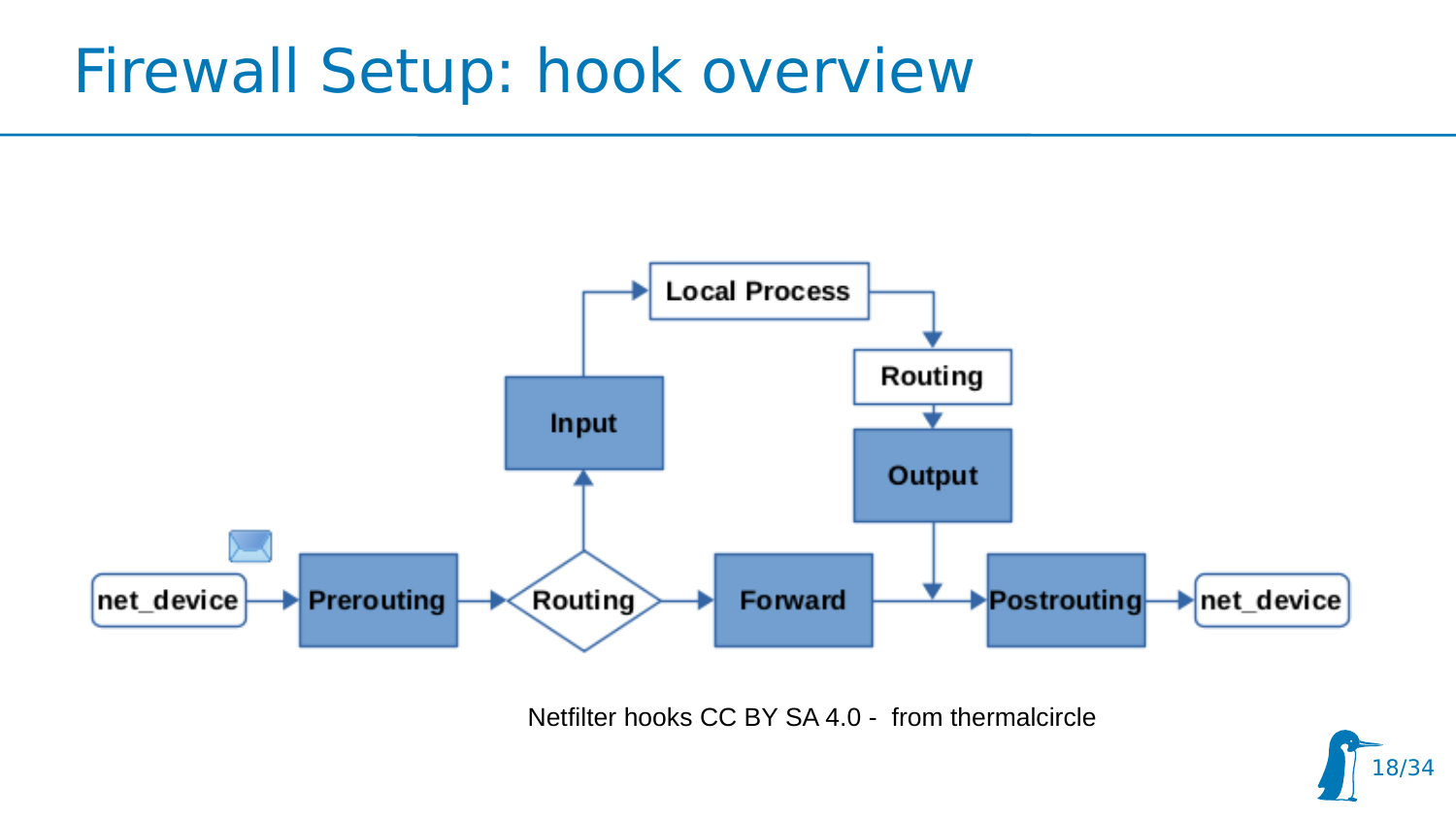# Firewall Setup: hook overview

net_device → Prerouting → Routing → Forward → Postrouting → net_device

Routing → Input → Local Process → Routing → Output → Postrouting

Netfilter hooks CC BY SA 4.0 - from thermalcircle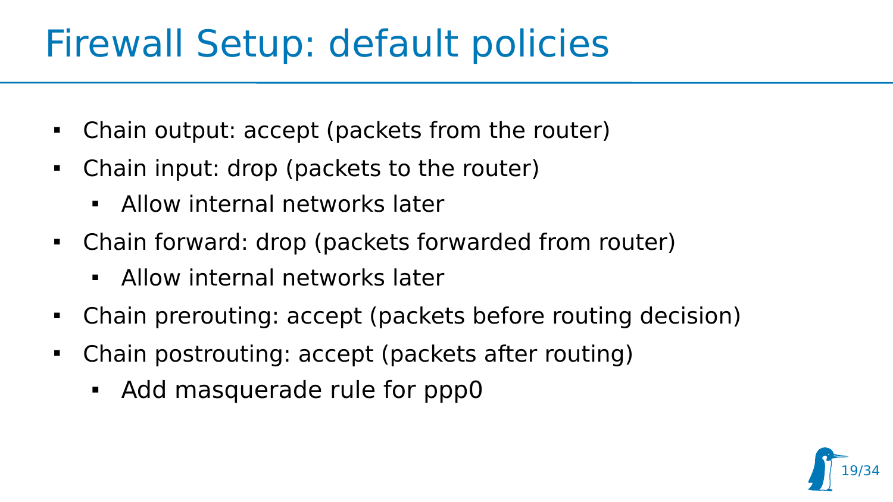# Firewall Setup: default policies

- Chain output: accept (packets from the router)
- Chain input: drop (packets to the router)
  - Allow internal networks later
- Chain forward: drop (packets forwarded from router)
  - Allow internal networks later
- Chain prerouting: accept (packets before routing decision)
- Chain postrouting: accept (packets after routing)
  - Add masquerade rule for ppp0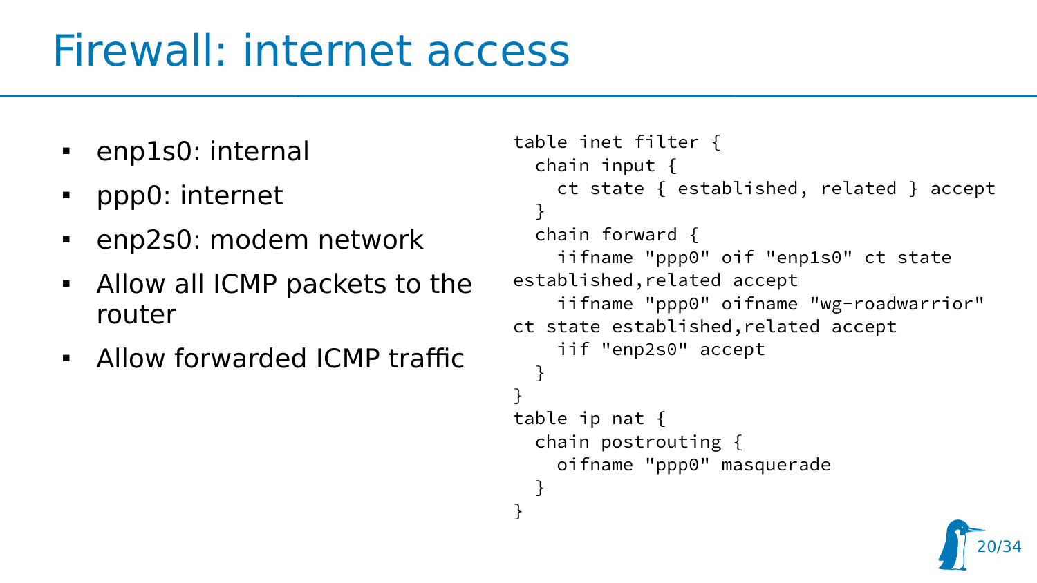# Firewall: internet access

- enp1s0: internal
- ppp0: internet
- enp2s0: modem network
- Allow all ICMP packets to the router
- Allow forwarded ICMP traffic

```
table inet filter {
  chain input {
    ct state { established, related } accept
  }
  chain forward {
    iifname "ppp0" oif "enp1s0" ct state
established,related accept
    iifname "ppp0" oifname "wg-roadwarrior"
ct state established,related accept
    iif "enp2s0" accept
  }
}
table ip nat {
  chain postrouting {
    oifname "ppp0" masquerade
  }
}
```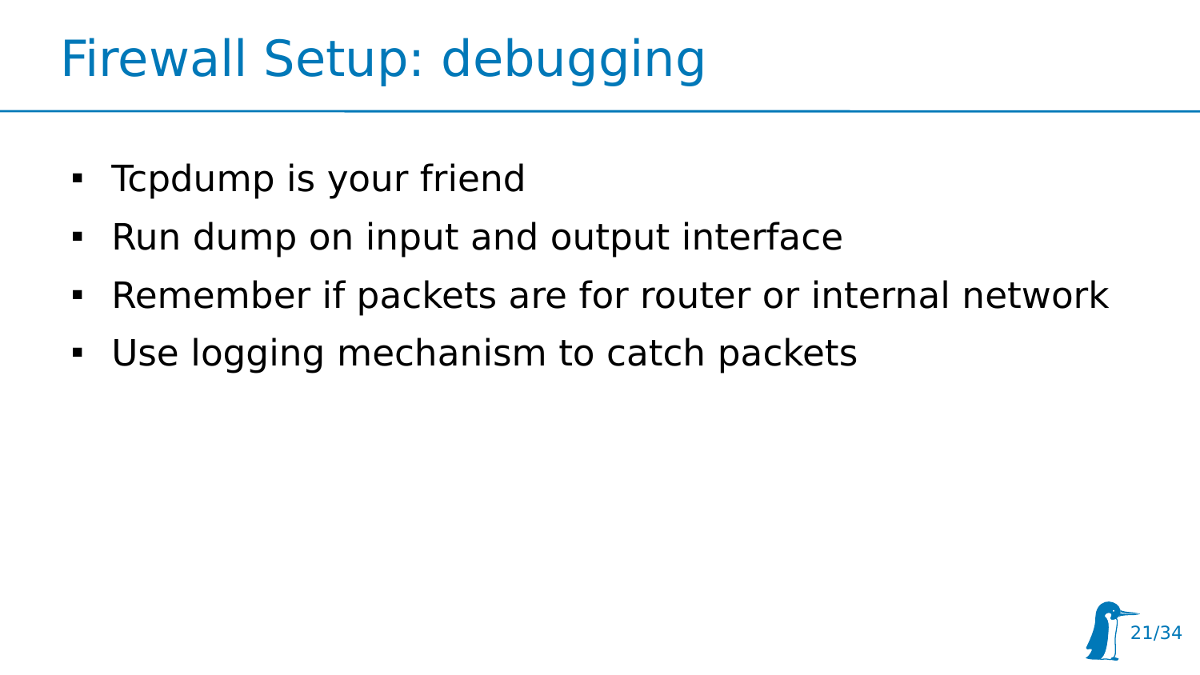# Firewall Setup: debugging

- Tcpdump is your friend
- Run dump on input and output interface
- Remember if packets are for router or internal network
- Use logging mechanism to catch packets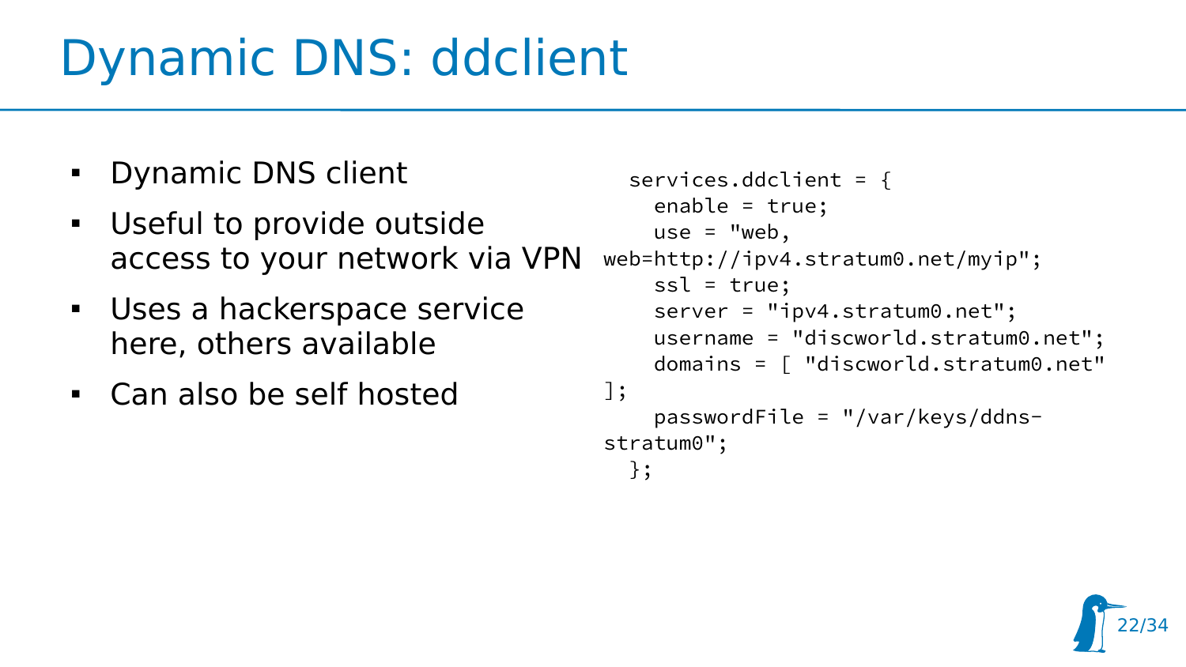# Dynamic DNS: ddclient

- Dynamic DNS client
- Useful to provide outside access to your network via VPN
- Uses a hackerspace service here, others available
- Can also be self hosted

```
  services.ddclient = {
    enable = true;
    use = "web, web=http://ipv4.stratum0.net/myip";
    ssl = true;
    server = "ipv4.stratum0.net";
    username = "discworld.stratum0.net";
    domains = [ "discworld.stratum0.net" ];
    passwordFile = "/var/keys/ddns-stratum0";
  };
```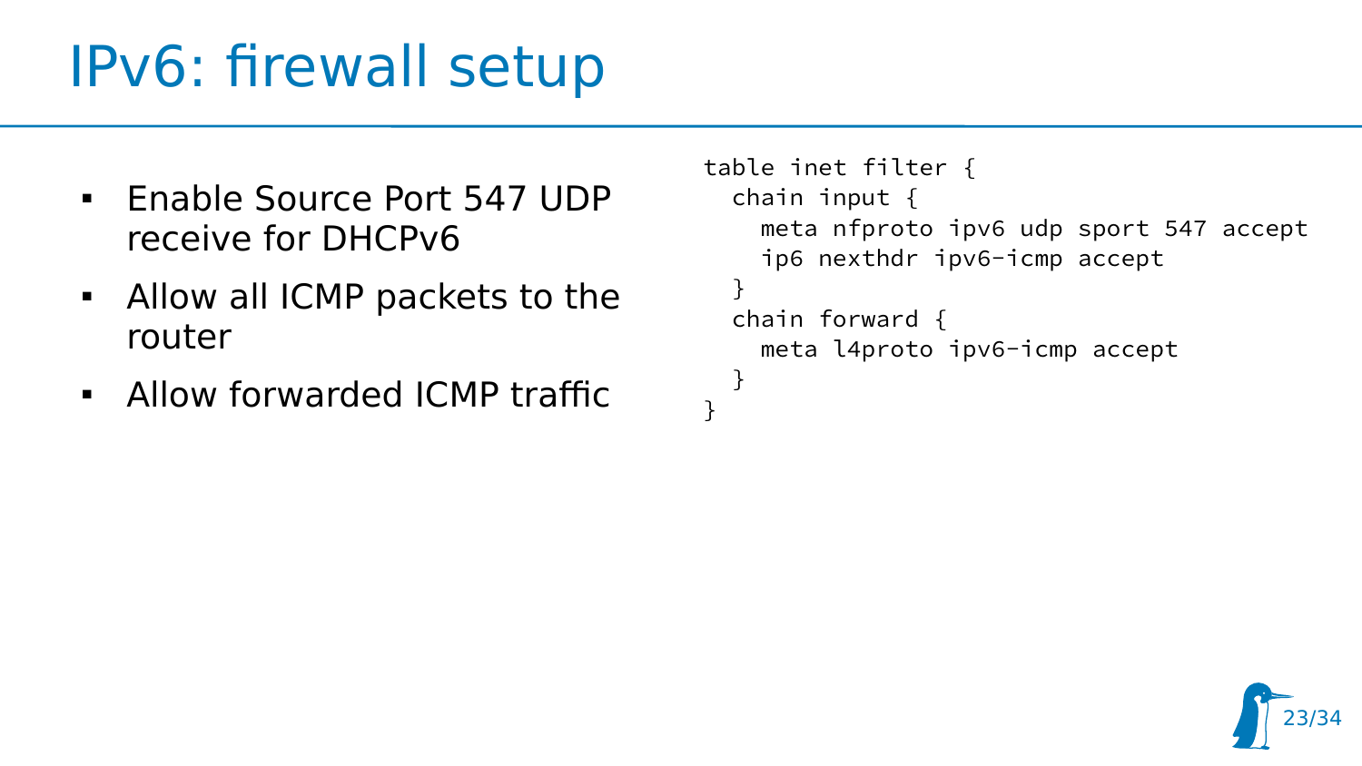# IPv6: firewall setup

- Enable Source Port 547 UDP receive for DHCPv6
- Allow all ICMP packets to the router
- Allow forwarded ICMP traffic

```
table inet filter {
  chain input {
    meta nfproto ipv6 udp sport 547 accept
    ip6 nexthdr ipv6-icmp accept
  }
  chain forward {
    meta l4proto ipv6-icmp accept
  }
}
```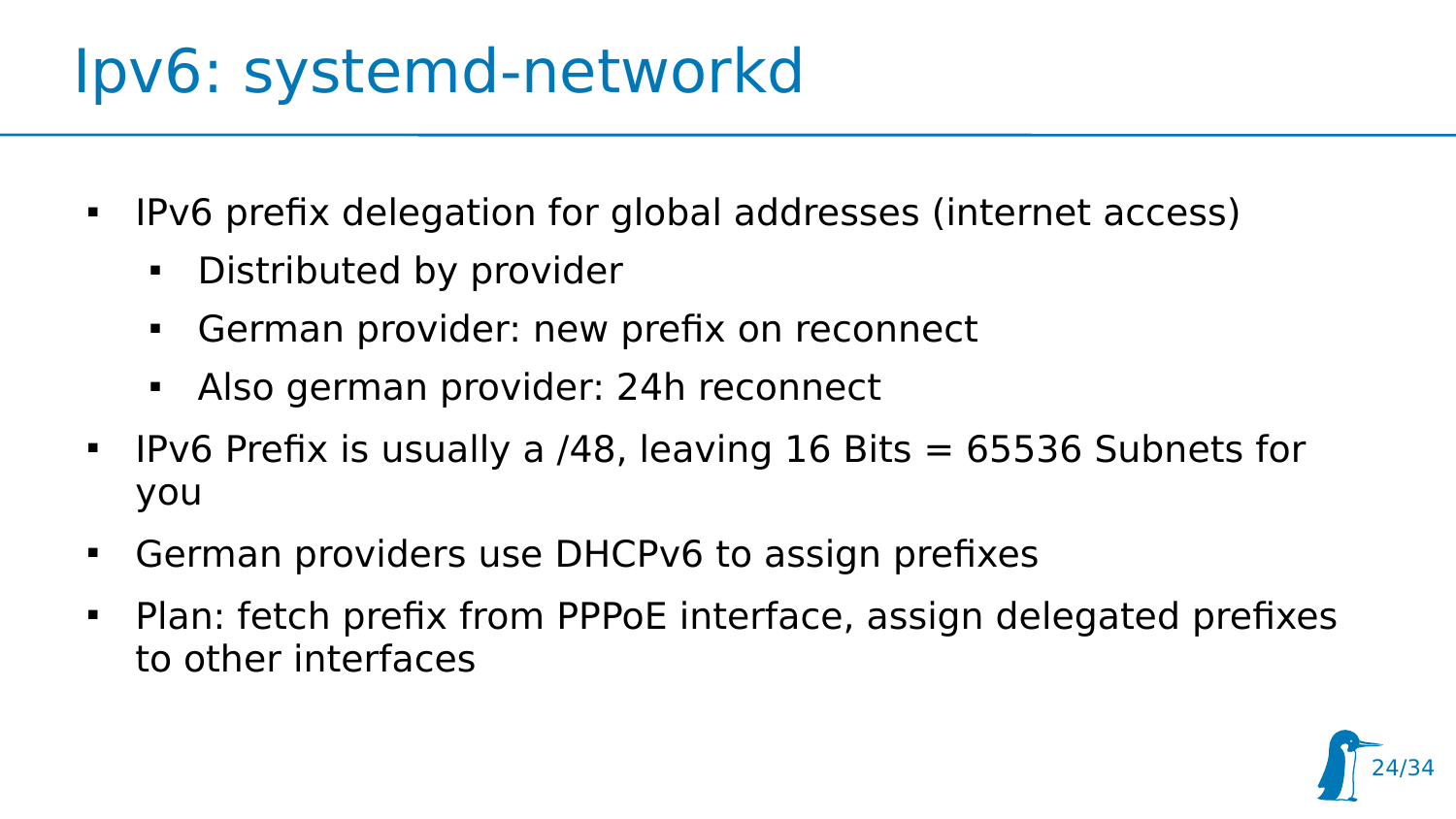# Ipv6: systemd-networkd

- IPv6 prefix delegation for global addresses (internet access)
  - Distributed by provider
  - German provider: new prefix on reconnect
  - Also german provider: 24h reconnect
- IPv6 Prefix is usually a /48, leaving 16 Bits = 65536 Subnets for you
- German providers use DHCPv6 to assign prefixes
- Plan: fetch prefix from PPPoE interface, assign delegated prefixes to other interfaces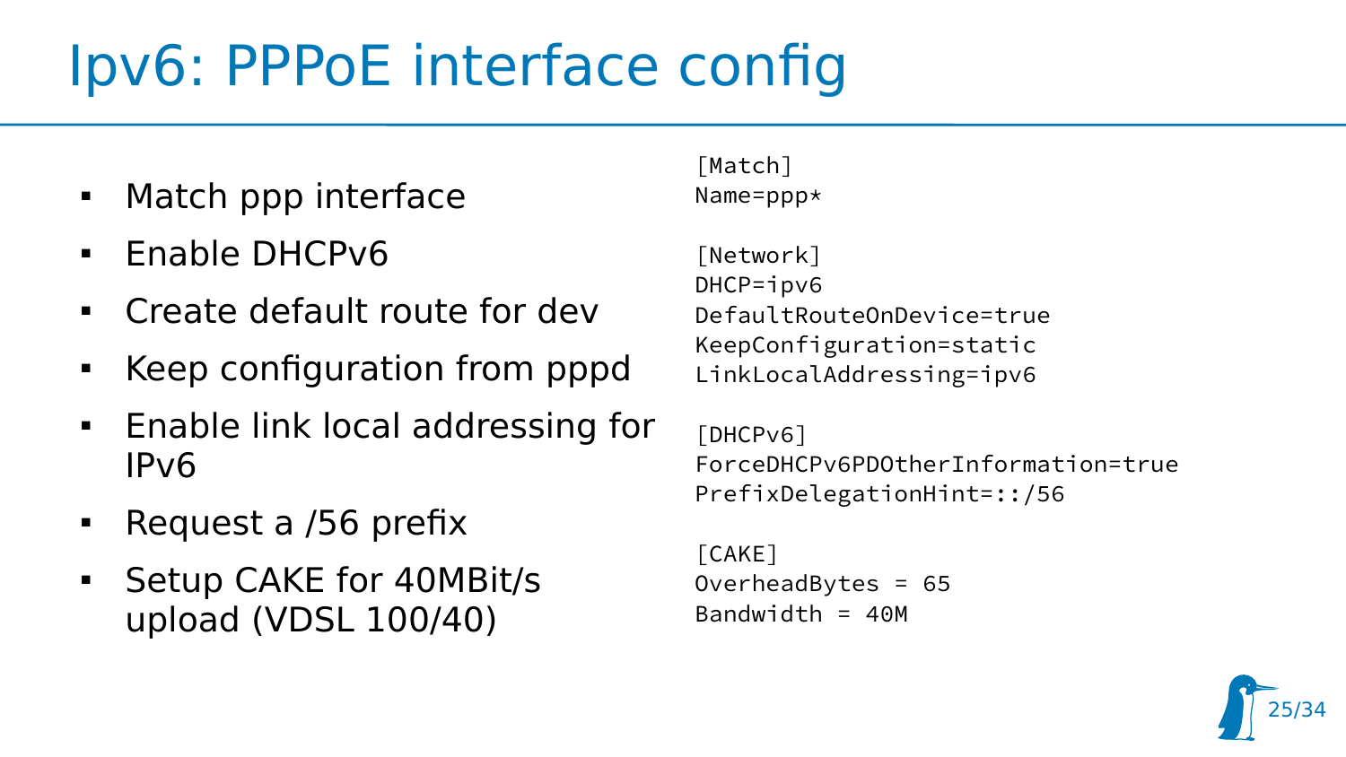# Ipv6: PPPoE interface config

- Match ppp interface
- Enable DHCPv6
- Create default route for dev
- Keep configuration from pppd
- Enable link local addressing for IPv6
- Request a /56 prefix
- Setup CAKE for 40MBit/s upload (VDSL 100/40)

```
[Match]
Name=ppp*

[Network]
DHCP=ipv6
DefaultRouteOnDevice=true
KeepConfiguration=static
LinkLocalAddressing=ipv6

[DHCPv6]
ForceDHCPv6PDOtherInformation=true
PrefixDelegationHint=::/56

[CAKE]
OverheadBytes = 65
Bandwidth = 40M
```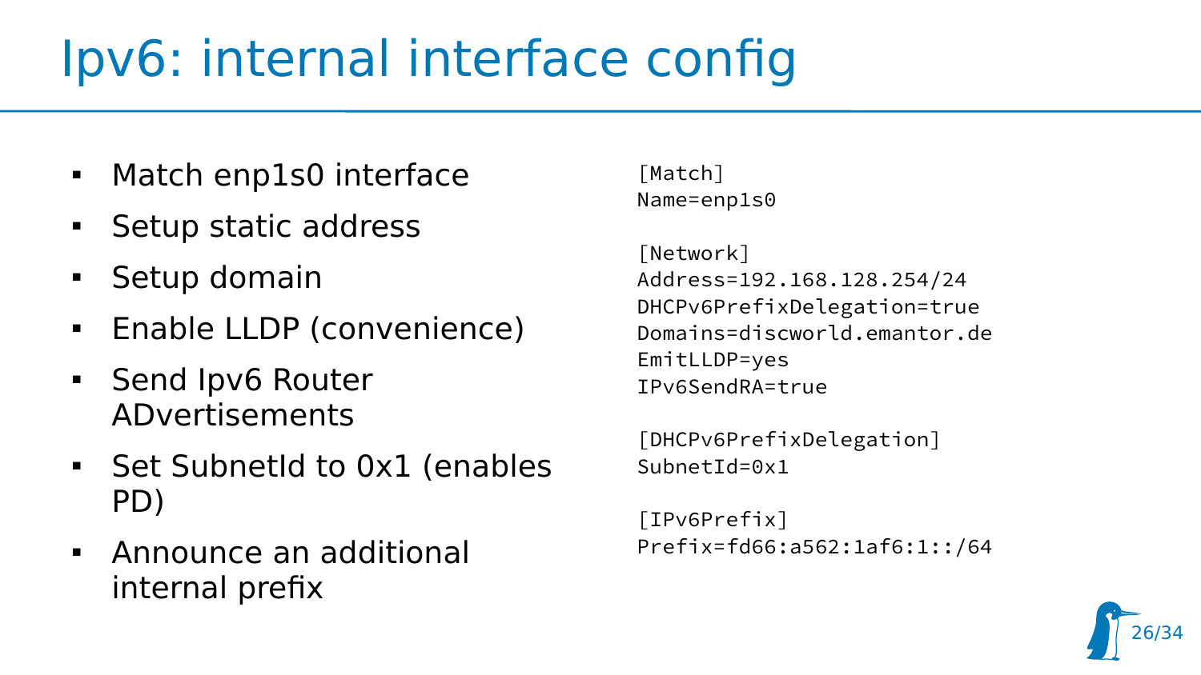# Ipv6: internal interface config

- Match enp1s0 interface
- Setup static address
- Setup domain
- Enable LLDP (convenience)
- Send Ipv6 Router ADvertisements
- Set SubnetId to 0x1 (enables PD)
- Announce an additional internal prefix

```
[Match]
Name=enp1s0

[Network]
Address=192.168.128.254/24
DHCPv6PrefixDelegation=true
Domains=discworld.emantor.de
EmitLLDP=yes
IPv6SendRA=true

[DHCPv6PrefixDelegation]
SubnetId=0x1

[IPv6Prefix]
Prefix=fd66:a562:1af6:1::/64
```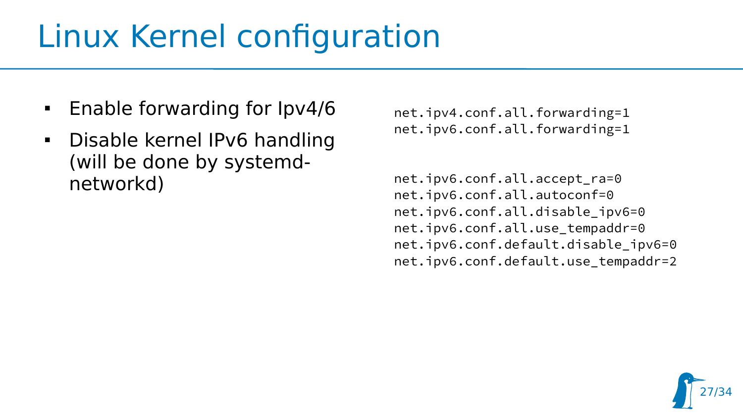# Linux Kernel configuration

- Enable forwarding for Ipv4/6
- Disable kernel IPv6 handling (will be done by systemd-networkd)

```
net.ipv4.conf.all.forwarding=1
net.ipv6.conf.all.forwarding=1
```

```
net.ipv6.conf.all.accept_ra=0
net.ipv6.conf.all.autoconf=0
net.ipv6.conf.all.disable_ipv6=0
net.ipv6.conf.all.use_tempaddr=0
net.ipv6.conf.default.disable_ipv6=0
net.ipv6.conf.default.use_tempaddr=2
```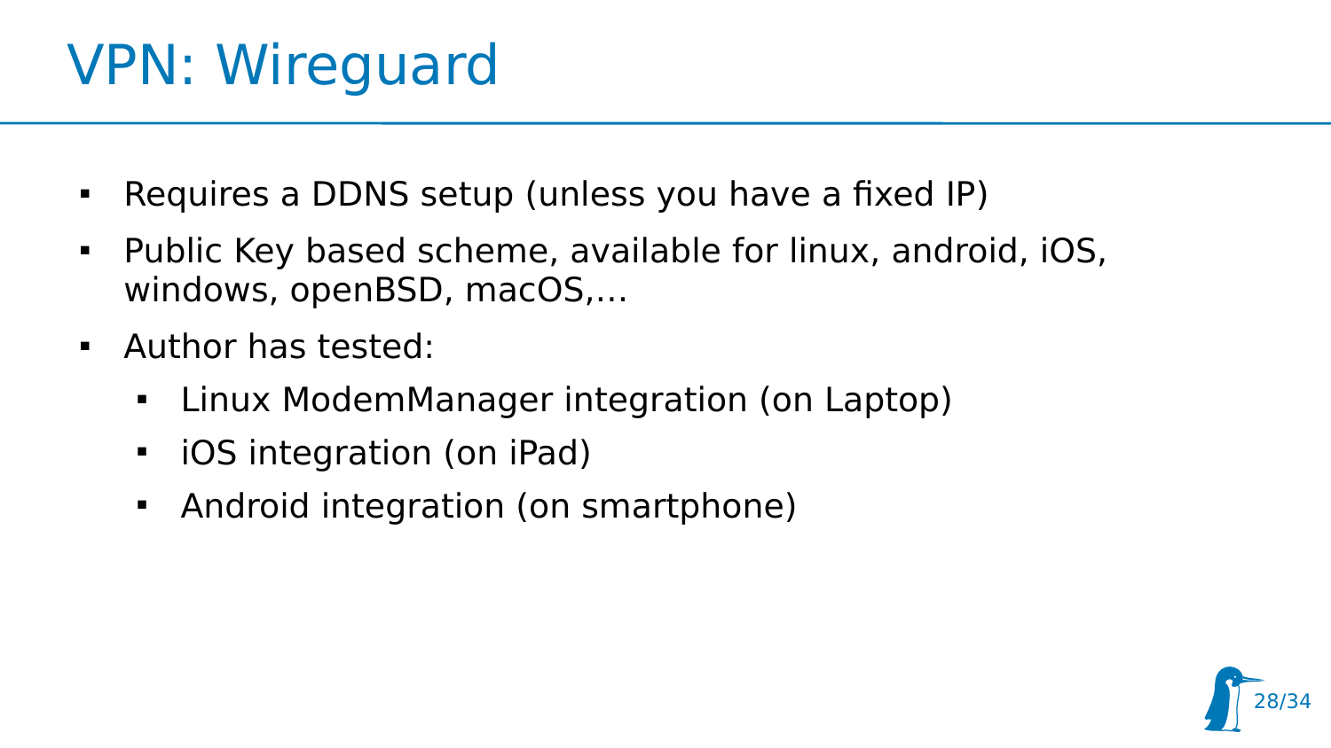# VPN: Wireguard

- Requires a DDNS setup (unless you have a fixed IP)
- Public Key based scheme, available for linux, android, iOS, windows, openBSD, macOS,...
- Author has tested:
  - Linux ModemManager integration (on Laptop)
  - iOS integration (on iPad)
  - Android integration (on smartphone)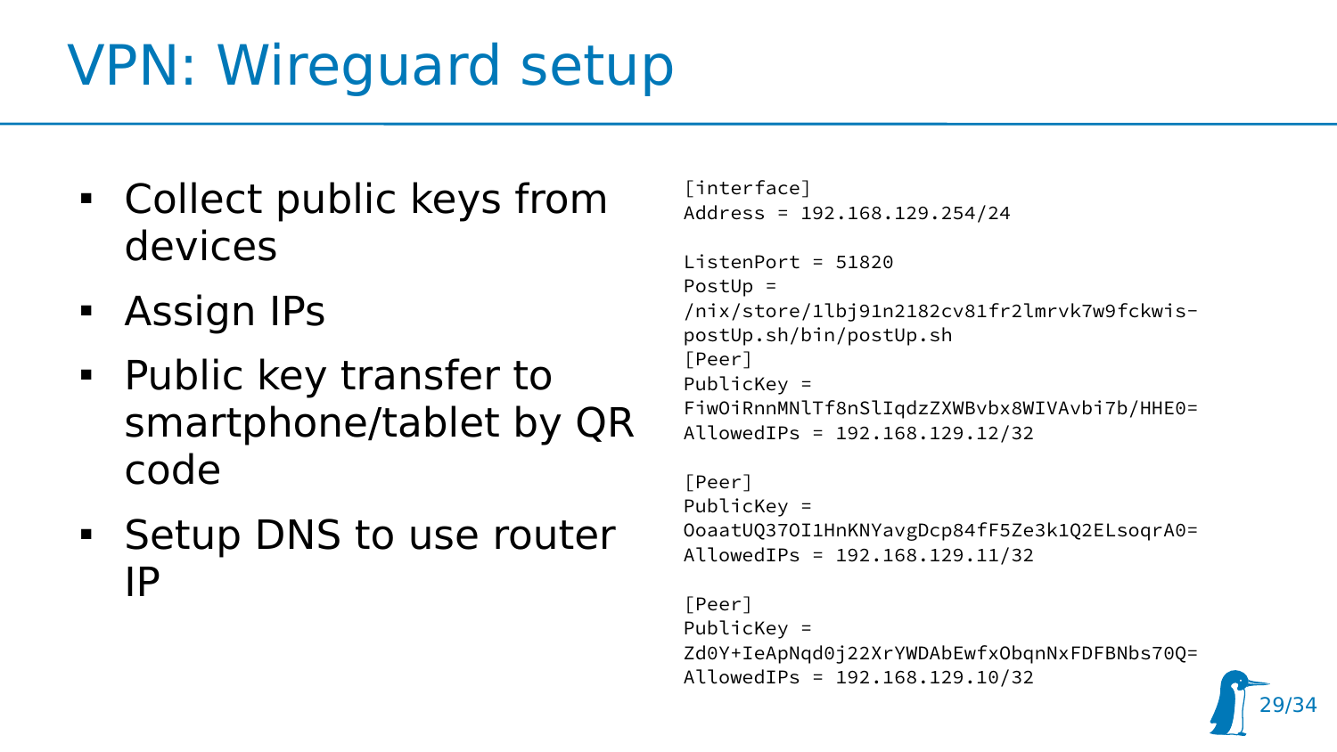# VPN: Wireguard setup

- Collect public keys from devices
- Assign IPs
- Public key transfer to smartphone/tablet by QR code
- Setup DNS to use router IP

```
[interface]
Address = 192.168.129.254/24

ListenPort = 51820
PostUp =
/nix/store/1lbj91n2182cv81fr2lmrvk7w9fckwis-
postUp.sh/bin/postUp.sh
[Peer]
PublicKey =
FiwOiRnnMNlTf8nSlIqdzZXWBvbx8WIVAvbi7b/HHE0=
AllowedIPs = 192.168.129.12/32

[Peer]
PublicKey =
OoaatUQ37OI1HnKNYavgDcp84fF5Ze3k1Q2ELsoqrA0=
AllowedIPs = 192.168.129.11/32

[Peer]
PublicKey =
Zd0Y+IeApNqd0j22XrYWDAbEwfxObqnNxFDFBNbs70Q=
AllowedIPs = 192.168.129.10/32
```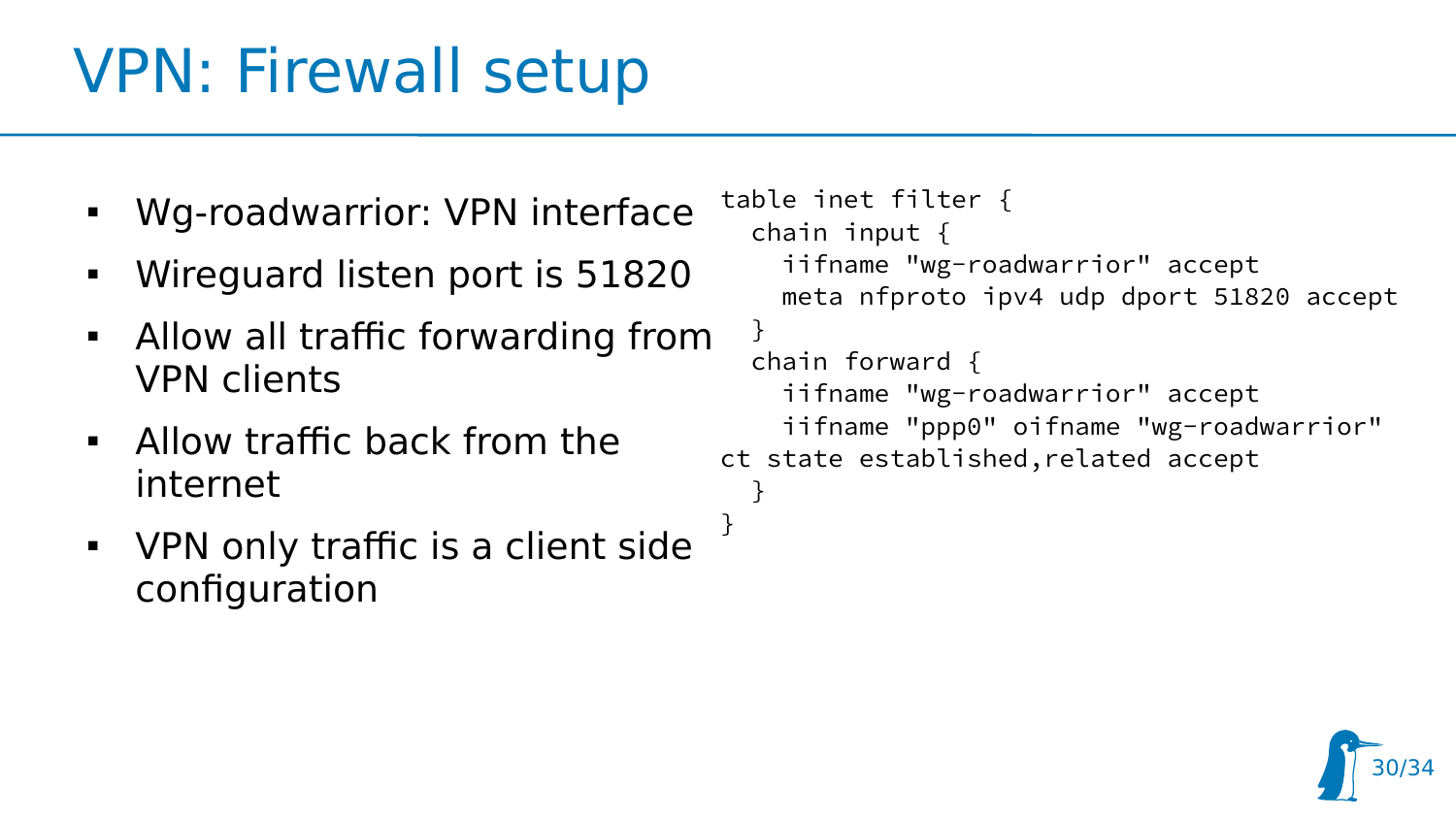# VPN: Firewall setup

- Wg-roadwarrior: VPN interface
- Wireguard listen port is 51820
- Allow all traffic forwarding from VPN clients
- Allow traffic back from the internet
- VPN only traffic is a client side configuration

```
table inet filter {
  chain input {
    iifname "wg-roadwarrior" accept
    meta nfproto ipv4 udp dport 51820 accept
  }
  chain forward {
    iifname "wg-roadwarrior" accept
    iifname "ppp0" oifname "wg-roadwarrior"
ct state established,related accept
  }
}
```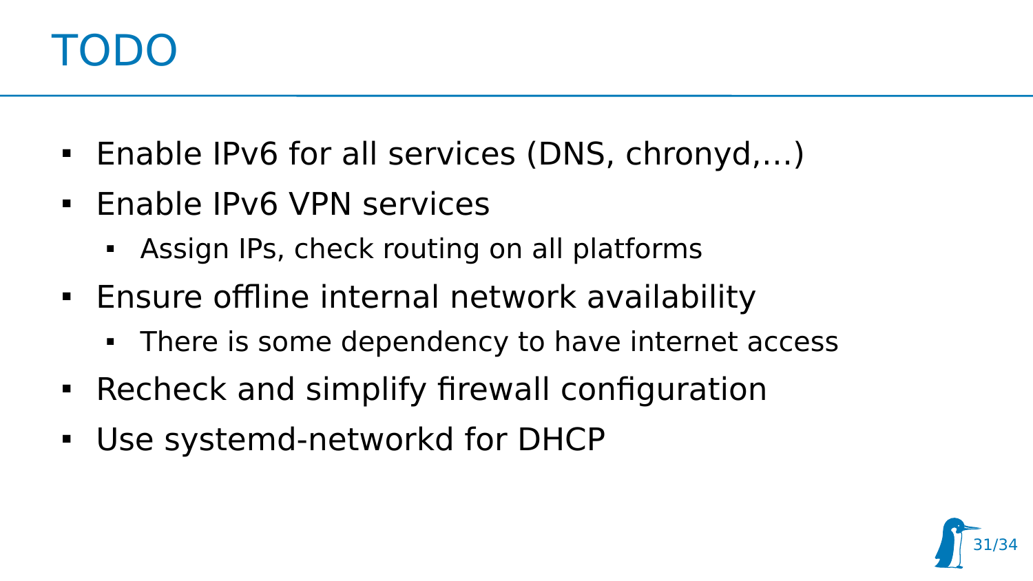# TODO

- Enable IPv6 for all services (DNS, chronyd,...)
- Enable IPv6 VPN services
  - Assign IPs, check routing on all platforms
- Ensure offline internal network availability
  - There is some dependency to have internet access
- Recheck and simplify firewall configuration
- Use systemd-networkd for DHCP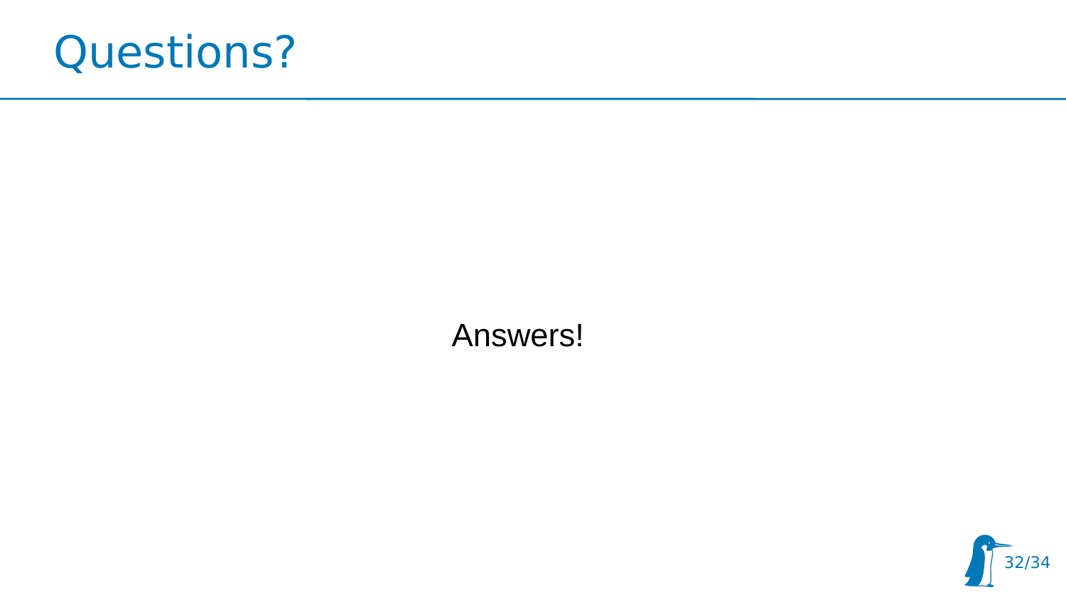# Questions?

Answers!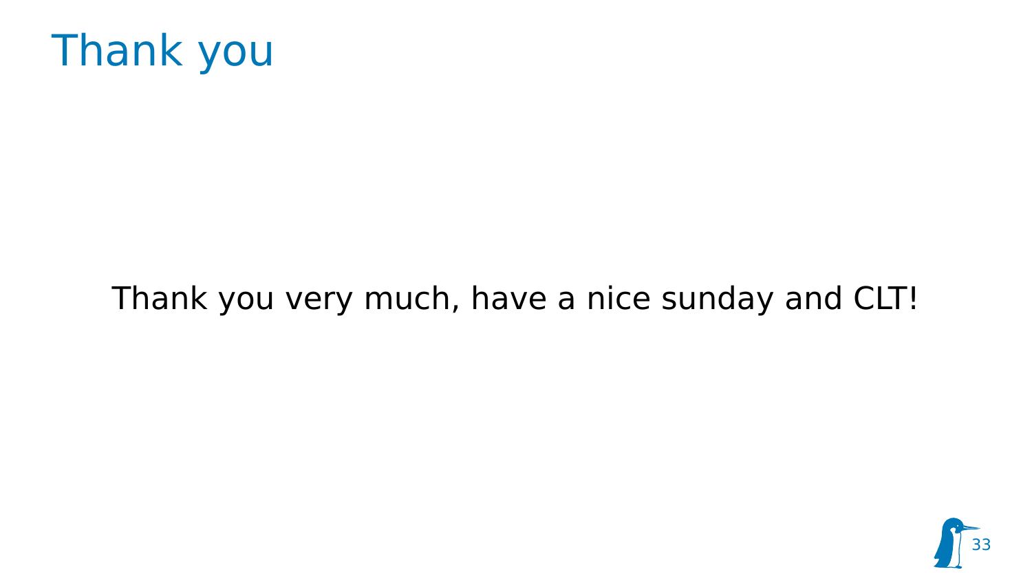# Thank you

Thank you very much, have a nice sunday and CLT!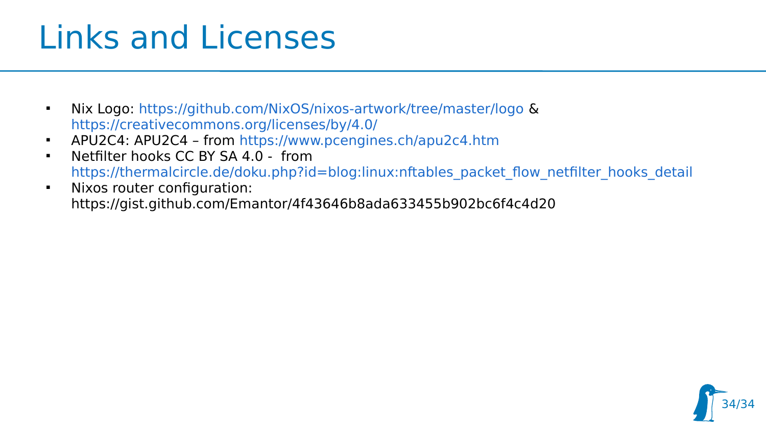# Links and Licenses

- Nix Logo: https://github.com/NixOS/nixos-artwork/tree/master/logo & https://creativecommons.org/licenses/by/4.0/
- APU2C4: APU2C4 – from https://www.pcengines.ch/apu2c4.htm
- Netfilter hooks CC BY SA 4.0 -  from https://thermalcircle.de/doku.php?id=blog:linux:nftables_packet_flow_netfilter_hooks_detail
- Nixos router configuration: https://gist.github.com/Emantor/4f43646b8ada633455b902bc6f4c4d20